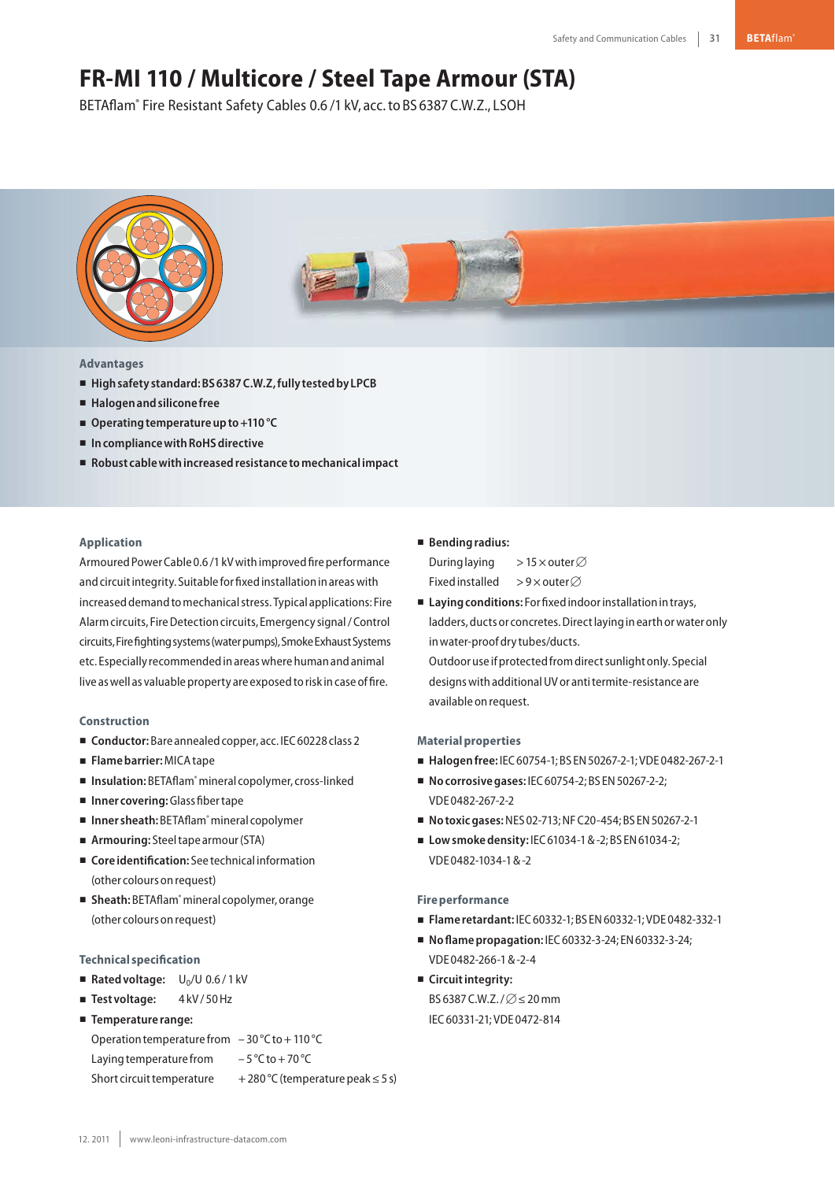# FR-MI 110 / Multicore / Steel Tape Armour (STA)

BETAflam® Fire Resistant Safety Cables 0.6 /1 kV, acc. to BS 6387 C.W.Z., LSOH

**Advantages**

- **High safety standard: BS 6387 C.W.Z, fully tested by LPCB**
- **Halogen and silicone free**
- **Operating temperature up to +110 °C**
- **In compliance with RoHS directive**
- **Robust cable with increased resistance to mechanical impact**

## Application

Armoured Power Cable 0.6 /1 kV with improved fire performance and circuit integrity. Suitable for fixed installation in areas with increased demand to mechanical stress. Typical applications: Fire Alarm circuits, Fire Detection circuits, Emergency signal / Control circuits, Fire fighting systems (water pumps), Smoke Exhaust Systems etc. Especially recommended in areas where human and animal live as well as valuable property are exposed to risk in case of fire.

## Construction

- **Conductor:** Bare annealed copper, acc. IEC 60228 class 2
- **Flame barrier:** MICA tape
- **Insulation:** BETAflam® mineral copolymer, cross-linked
- **Inner covering:** Glass fiber tape
- **Inner sheath:** BETAflam® mineral copolymer
- **Armouring:** Steel tape armour (STA)
- **Core identification:** See technical information (other colours on request)
- **Sheath:** BETAflam® mineral copolymer, orange (other colours on request)

## Technical specification

- **Rated voltage:** $U_0/U$ 0.6 / 1 kV
- **Test voltage:** 4 kV / 50 Hz
- **Temperature range:**
  - Operation temperature from – 30 °C to + 110 °C
  - Laying temperature from – 5 °C to + 70 °C
  - Short circuit temperature + 280 °C (temperature peak ≤ 5 s)
- **Bending radius:**
  - During laying > 15 × outer ∅
  - Fixed installed > 9 × outer ∅
- **Laying conditions:** For fixed indoor installation in trays, ladders, ducts or concretes. Direct laying in earth or water only in water-proof dry tubes/ducts.
  Outdoor use if protected from direct sunlight only. Special designs with additional UV or anti termite-resistance are available on request.

## Material properties

- **Halogen free:** IEC 60754-1; BS EN 50267-2-1; VDE 0482-267-2-1
- **No corrosive gases:** IEC 60754-2; BS EN 50267-2-2; VDE 0482-267-2-2
- **No toxic gases:** NES 02-713; NF C20-454; BS EN 50267-2-1
- **Low smoke density:** IEC 61034-1 & -2; BS EN 61034-2; VDE 0482-1034-1 & -2

## Fire performance

- **Flame retardant:** IEC 60332-1; BS EN 60332-1; VDE 0482-332-1
- **No flame propagation:** IEC 60332-3-24; EN 60332-3-24; VDE 0482-266-1 & -2-4
- **Circuit integrity:**
  BS 6387 C.W.Z. / ∅ ≤ 20 mm
  IEC 60331-21; VDE 0472-814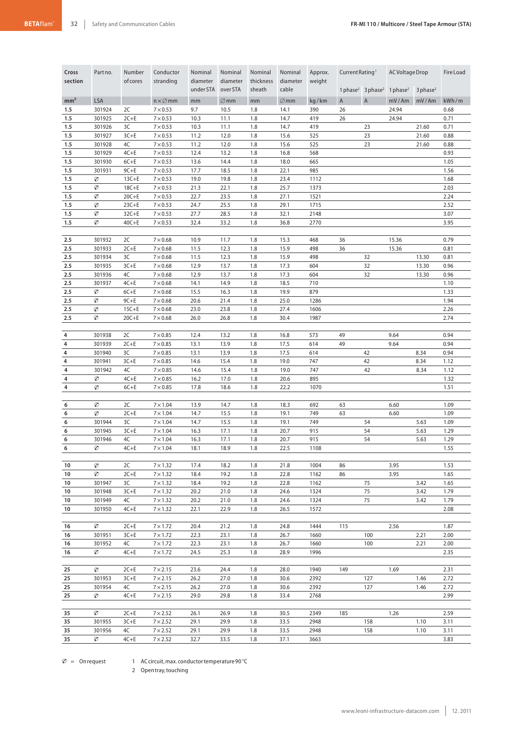| Cross section | Part no. | Number of cores | Conductor stranding | Nominal diameter under STA | Nominal diameter over STA | Nominal thickness sheath | Nominal diameter cable | Approx. weight | Current Rating[1] | | AC Voltage Drop | | Fire Load |
|---|---|---|---|---|---|---|---|---|---|---|---|---|---|
| | | | | | | | | | 1 phase[2] | 3 phase[2] | 1 phase[2] | 3 phase[2] | |
| mm² | LSA | | n × ∅mm | mm | ∅mm | mm | ∅mm | kg/km | A | A | mV/Am | mV/Am | kWh/m |
| 1.5 | 301924 | 2C | 7 × 0.53 | 9.7 | 10.5 | 1.8 | 14.1 | 390 | 26 | | 24.94 | | 0.68 |
| 1.5 | 301925 | 2C+E | 7 × 0.53 | 10.3 | 11.1 | 1.8 | 14.7 | 419 | 26 | | 24.94 | | 0.71 |
| 1.5 | 301926 | 3C | 7 × 0.53 | 10.3 | 11.1 | 1.8 | 14.7 | 419 | | 23 | | 21.60 | 0.71 |
| 1.5 | 301927 | 3C+E | 7 × 0.53 | 11.2 | 12.0 | 1.8 | 15.6 | 525 | | 23 | | 21.60 | 0.88 |
| 1.5 | 301928 | 4C | 7 × 0.53 | 11.2 | 12.0 | 1.8 | 15.6 | 525 | | 23 | | 21.60 | 0.88 |
| 1.5 | 301929 | 4C+E | 7 × 0.53 | 12.4 | 13.2 | 1.8 | 16.8 | 568 | | | | | 0.93 |
| 1.5 | 301930 | 6C+E | 7 × 0.53 | 13.6 | 14.4 | 1.8 | 18.0 | 665 | | | | | 1.05 |
| 1.5 | 301931 | 9C+E | 7 × 0.53 | 17.7 | 18.5 | 1.8 | 22.1 | 985 | | | | | 1.56 |
| 1.5 | ∅ | 13C+E | 7 × 0.53 | 19.0 | 19.8 | 1.8 | 23.4 | 1112 | | | | | 1.68 |
| 1.5 | ∅ | 18C+E | 7 × 0.53 | 21.3 | 22.1 | 1.8 | 25.7 | 1373 | | | | | 2.03 |
| 1.5 | ∅ | 20C+E | 7 × 0.53 | 22.7 | 23.5 | 1.8 | 27.1 | 1521 | | | | | 2.24 |
| 1.5 | ∅ | 23C+E | 7 × 0.53 | 24.7 | 25.5 | 1.8 | 29.1 | 1715 | | | | | 2.52 |
| 1.5 | ∅ | 32C+E | 7 × 0.53 | 27.7 | 28.5 | 1.8 | 32.1 | 2148 | | | | | 3.07 |
| 1.5 | ∅ | 40C+E | 7 × 0.53 | 32.4 | 33.2 | 1.8 | 36.8 | 2770 | | | | | 3.95 |
| 2.5 | 301932 | 2C | 7 × 0.68 | 10.9 | 11.7 | 1.8 | 15.3 | 468 | 36 | | 15.36 | | 0.79 |
| 2.5 | 301933 | 2C+E | 7 × 0.68 | 11.5 | 12.3 | 1.8 | 15.9 | 498 | 36 | | 15.36 | | 0.81 |
| 2.5 | 301934 | 3C | 7 × 0.68 | 11.5 | 12.3 | 1.8 | 15.9 | 498 | | 32 | | 13.30 | 0.81 |
| 2.5 | 301935 | 3C+E | 7 × 0.68 | 12.9 | 13.7 | 1.8 | 17.3 | 604 | | 32 | | 13.30 | 0.96 |
| 2.5 | 301936 | 4C | 7 × 0.68 | 12.9 | 13.7 | 1.8 | 17.3 | 604 | | 32 | | 13.30 | 0.96 |
| 2.5 | 301937 | 4C+E | 7 × 0.68 | 14.1 | 14.9 | 1.8 | 18.5 | 710 | | | | | 1.10 |
| 2.5 | ∅ | 6C+E | 7 × 0.68 | 15.5 | 16.3 | 1.8 | 19.9 | 879 | | | | | 1.33 |
| 2.5 | ∅ | 9C+E | 7 × 0.68 | 20.6 | 21.4 | 1.8 | 25.0 | 1286 | | | | | 1.94 |
| 2.5 | ∅ | 15C+E | 7 × 0.68 | 23.0 | 23.8 | 1.8 | 27.4 | 1606 | | | | | 2.26 |
| 2.5 | ∅ | 20C+E | 7 × 0.68 | 26.0 | 26.8 | 1.8 | 30.4 | 1987 | | | | | 2.74 |
| 4 | 301938 | 2C | 7 × 0.85 | 12.4 | 13.2 | 1.8 | 16.8 | 573 | 49 | | 9.64 | | 0.94 |
| 4 | 301939 | 2C+E | 7 × 0.85 | 13.1 | 13.9 | 1.8 | 17.5 | 614 | 49 | | 9.64 | | 0.94 |
| 4 | 301940 | 3C | 7 × 0.85 | 13.1 | 13.9 | 1.8 | 17.5 | 614 | | 42 | | 8.34 | 0.94 |
| 4 | 301941 | 3C+E | 7 × 0.85 | 14.6 | 15.4 | 1.8 | 19.0 | 747 | | 42 | | 8.34 | 1.12 |
| 4 | 301942 | 4C | 7 × 0.85 | 14.6 | 15.4 | 1.8 | 19.0 | 747 | | 42 | | 8.34 | 1.12 |
| 4 | ∅ | 4C+E | 7 × 0.85 | 16.2 | 17.0 | 1.8 | 20.6 | 895 | | | | | 1.32 |
| 4 | ∅ | 6C+E | 7 × 0.85 | 17.8 | 18.6 | 1.8 | 22.2 | 1070 | | | | | 1.51 |
| 6 | ∅ | 2C | 7 × 1.04 | 13.9 | 14.7 | 1.8 | 18.3 | 692 | 63 | | 6.60 | | 1.09 |
| 6 | ∅ | 2C+E | 7 × 1.04 | 14.7 | 15.5 | 1.8 | 19.1 | 749 | 63 | | 6.60 | | 1.09 |
| 6 | 301944 | 3C | 7 × 1.04 | 14.7 | 15.5 | 1.8 | 19.1 | 749 | | 54 | | 5.63 | 1.09 |
| 6 | 301945 | 3C+E | 7 × 1.04 | 16.3 | 17.1 | 1.8 | 20.7 | 915 | | 54 | | 5.63 | 1.29 |
| 6 | 301946 | 4C | 7 × 1.04 | 16.3 | 17.1 | 1.8 | 20.7 | 915 | | 54 | | 5.63 | 1.29 |
| 6 | ∅ | 4C+E | 7 × 1.04 | 18.1 | 18.9 | 1.8 | 22.5 | 1108 | | | | | 1.55 |
| 10 | ∅ | 2C | 7 × 1.32 | 17.4 | 18.2 | 1.8 | 21.8 | 1004 | 86 | | 3.95 | | 1.53 |
| 10 | ∅ | 2C+E | 7 × 1.32 | 18.4 | 19.2 | 1.8 | 22.8 | 1162 | 86 | | 3.95 | | 1.65 |
| 10 | 301947 | 3C | 7 × 1.32 | 18.4 | 19.2 | 1.8 | 22.8 | 1162 | | 75 | | 3.42 | 1.65 |
| 10 | 301948 | 3C+E | 7 × 1.32 | 20.2 | 21.0 | 1.8 | 24.6 | 1324 | | 75 | | 3.42 | 1.79 |
| 10 | 301949 | 4C | 7 × 1.32 | 20.2 | 21.0 | 1.8 | 24.6 | 1324 | | 75 | | 3.42 | 1.79 |
| 10 | 301950 | 4C+E | 7 × 1.32 | 22.1 | 22.9 | 1.8 | 26.5 | 1572 | | | | | 2.08 |
| 16 | ∅ | 2C+E | 7 × 1.72 | 20.4 | 21.2 | 1.8 | 24.8 | 1444 | 115 | | 2.56 | | 1.87 |
| 16 | 301951 | 3C+E | 7 × 1.72 | 22.3 | 23.1 | 1.8 | 26.7 | 1660 | | 100 | | 2.21 | 2.00 |
| 16 | 301952 | 4C | 7 × 1.72 | 22.3 | 23.1 | 1.8 | 26.7 | 1660 | | 100 | | 2.21 | 2.00 |
| 16 | ∅ | 4C+E | 7 × 1.72 | 24.5 | 25.3 | 1.8 | 28.9 | 1996 | | | | | 2.35 |
| 25 | ∅ | 2C+E | 7 × 2.15 | 23.6 | 24.4 | 1.8 | 28.0 | 1940 | 149 | | 1.69 | | 2.31 |
| 25 | 301953 | 3C+E | 7 × 2.15 | 26.2 | 27.0 | 1.8 | 30.6 | 2392 | | 127 | | 1.46 | 2.72 |
| 25 | 301954 | 4C | 7 × 2.15 | 26.2 | 27.0 | 1.8 | 30.6 | 2392 | | 127 | | 1.46 | 2.72 |
| 25 | ∅ | 4C+E | 7 × 2.15 | 29.0 | 29.8 | 1.8 | 33.4 | 2768 | | | | | 2.99 |
| 35 | ∅ | 2C+E | 7 × 2.52 | 26.1 | 26.9 | 1.8 | 30.5 | 2349 | 185 | | 1.26 | | 2.59 |
| 35 | 301955 | 3C+E | 7 × 2.52 | 29.1 | 29.9 | 1.8 | 33.5 | 2948 | | 158 | | 1.10 | 3.11 |
| 35 | 301956 | 4C | 7 × 2.52 | 29.1 | 29.9 | 1.8 | 33.5 | 2948 | | 158 | | 1.10 | 3.11 |
| 35 | ∅ | 4C+E | 7 × 2.52 | 32.7 | 33.5 | 1.8 | 37.1 | 3663 | | | | | 3.83 |

∅ = On request

1 AC circuit, max. conductor temperature 90 °C

2 Open tray, touching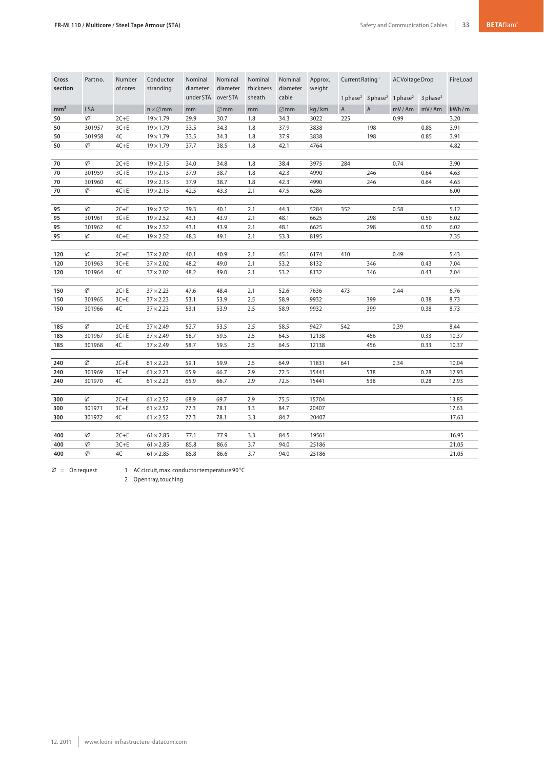## FR-MI 110 / Multicore / Steel Tape Armour (STA)

| Cross section | Part no. | Number of cores | Conductor stranding | Nominal diameter under STA | Nominal diameter over STA | Nominal thickness sheath | Nominal diameter cable | Approx. weight | Current Rating[1] | | AC Voltage Drop | | Fire Load |
|---|---|---|---|---|---|---|---|---|---|---|---|---|---|
| | | | | | | | | | 1 phase[2] | 3 phase[2] | 1 phase[2] | 3 phase[2] | |
| mm² | LSA | | n × ∅ mm | mm | ∅ mm | mm | ∅ mm | kg / km | A | A | mV / Am | mV / Am | kWh / m |
| **50** | ∅ | 2C+E | 19 × 1.79 | 29.9 | 30.7 | 1.8 | 34.3 | 3022 | 225 | | 0.99 | | 3.20 |
| **50** | 301957 | 3C+E | 19 × 1.79 | 33.5 | 34.3 | 1.8 | 37.9 | 3838 | | 198 | | 0.85 | 3.91 |
| **50** | 301958 | 4C | 19 × 1.79 | 33.5 | 34.3 | 1.8 | 37.9 | 3838 | | 198 | | 0.85 | 3.91 |
| **50** | ∅ | 4C+E | 19 × 1.79 | 37.7 | 38.5 | 1.8 | 42.1 | 4764 | | | | | 4.82 |
| **70** | ∅ | 2C+E | 19 × 2.15 | 34.0 | 34.8 | 1.8 | 38.4 | 3975 | 284 | | 0.74 | | 3.90 |
| **70** | 301959 | 3C+E | 19 × 2.15 | 37.9 | 38.7 | 1.8 | 42.3 | 4990 | | 246 | | 0.64 | 4.63 |
| **70** | 301960 | 4C | 19 × 2.15 | 37.9 | 38.7 | 1.8 | 42.3 | 4990 | | 246 | | 0.64 | 4.63 |
| **70** | ∅ | 4C+E | 19 × 2.15 | 42.5 | 43.3 | 2.1 | 47.5 | 6286 | | | | | 6.00 |
| **95** | ∅ | 2C+E | 19 × 2.52 | 39.3 | 40.1 | 2.1 | 44.3 | 5284 | 352 | | 0.58 | | 5.12 |
| **95** | 301961 | 3C+E | 19 × 2.52 | 43.1 | 43.9 | 2.1 | 48.1 | 6625 | | 298 | | 0.50 | 6.02 |
| **95** | 301962 | 4C | 19 × 2.52 | 43.1 | 43.9 | 2.1 | 48.1 | 6625 | | 298 | | 0.50 | 6.02 |
| **95** | ∅ | 4C+E | 19 × 2.52 | 48.3 | 49.1 | 2.1 | 53.3 | 8195 | | | | | 7.35 |
| **120** | ∅ | 2C+E | 37 × 2.02 | 40.1 | 40.9 | 2.1 | 45.1 | 6174 | 410 | | 0.49 | | 5.43 |
| **120** | 301963 | 3C+E | 37 × 2.02 | 48.2 | 49.0 | 2.1 | 53.2 | 8132 | | 346 | | 0.43 | 7.04 |
| **120** | 301964 | 4C | 37 × 2.02 | 48.2 | 49.0 | 2.1 | 53.2 | 8132 | | 346 | | 0.43 | 7.04 |
| **150** | ∅ | 2C+E | 37 × 2.23 | 47.6 | 48.4 | 2.1 | 52.6 | 7636 | 473 | | 0.44 | | 6.76 |
| **150** | 301965 | 3C+E | 37 × 2.23 | 53.1 | 53.9 | 2.5 | 58.9 | 9932 | | 399 | | 0.38 | 8.73 |
| **150** | 301966 | 4C | 37 × 2.23 | 53.1 | 53.9 | 2.5 | 58.9 | 9932 | | 399 | | 0.38 | 8.73 |
| **185** | ∅ | 2C+E | 37 × 2.49 | 52.7 | 53.5 | 2.5 | 58.5 | 9427 | 542 | | 0.39 | | 8.44 |
| **185** | 301967 | 3C+E | 37 × 2.49 | 58.7 | 59.5 | 2.5 | 64.5 | 12138 | | 456 | | 0.33 | 10.37 |
| **185** | 301968 | 4C | 37 × 2.49 | 58.7 | 59.5 | 2.5 | 64.5 | 12138 | | 456 | | 0.33 | 10.37 |
| **240** | ∅ | 2C+E | 61 × 2.23 | 59.1 | 59.9 | 2.5 | 64.9 | 11831 | 641 | | 0.34 | | 10.04 |
| **240** | 301969 | 3C+E | 61 × 2.23 | 65.9 | 66.7 | 2.9 | 72.5 | 15441 | | 538 | | 0.28 | 12.93 |
| **240** | 301970 | 4C | 61 × 2.23 | 65.9 | 66.7 | 2.9 | 72.5 | 15441 | | 538 | | 0.28 | 12.93 |
| **300** | ∅ | 2C+E | 61 × 2.52 | 68.9 | 69.7 | 2.9 | 75.5 | 15704 | | | | | 13.85 |
| **300** | 301971 | 3C+E | 61 × 2.52 | 77.3 | 78.1 | 3.3 | 84.7 | 20407 | | | | | 17.63 |
| **300** | 301972 | 4C | 61 × 2.52 | 77.3 | 78.1 | 3.3 | 84.7 | 20407 | | | | | 17.63 |
| **400** | ∅ | 2C+E | 61 × 2.85 | 77.1 | 77.9 | 3.3 | 84.5 | 19561 | | | | | 16.95 |
| **400** | ∅ | 3C+E | 61 × 2.85 | 85.8 | 86.6 | 3.7 | 94.0 | 25186 | | | | | 21.05 |
| **400** | ∅ | 4C | 61 × 2.85 | 85.8 | 86.6 | 3.7 | 94.0 | 25186 | | | | | 21.05 |

∅ = On request

1 AC circuit, max. conductor temperature 90 °C

2 Open tray, touching